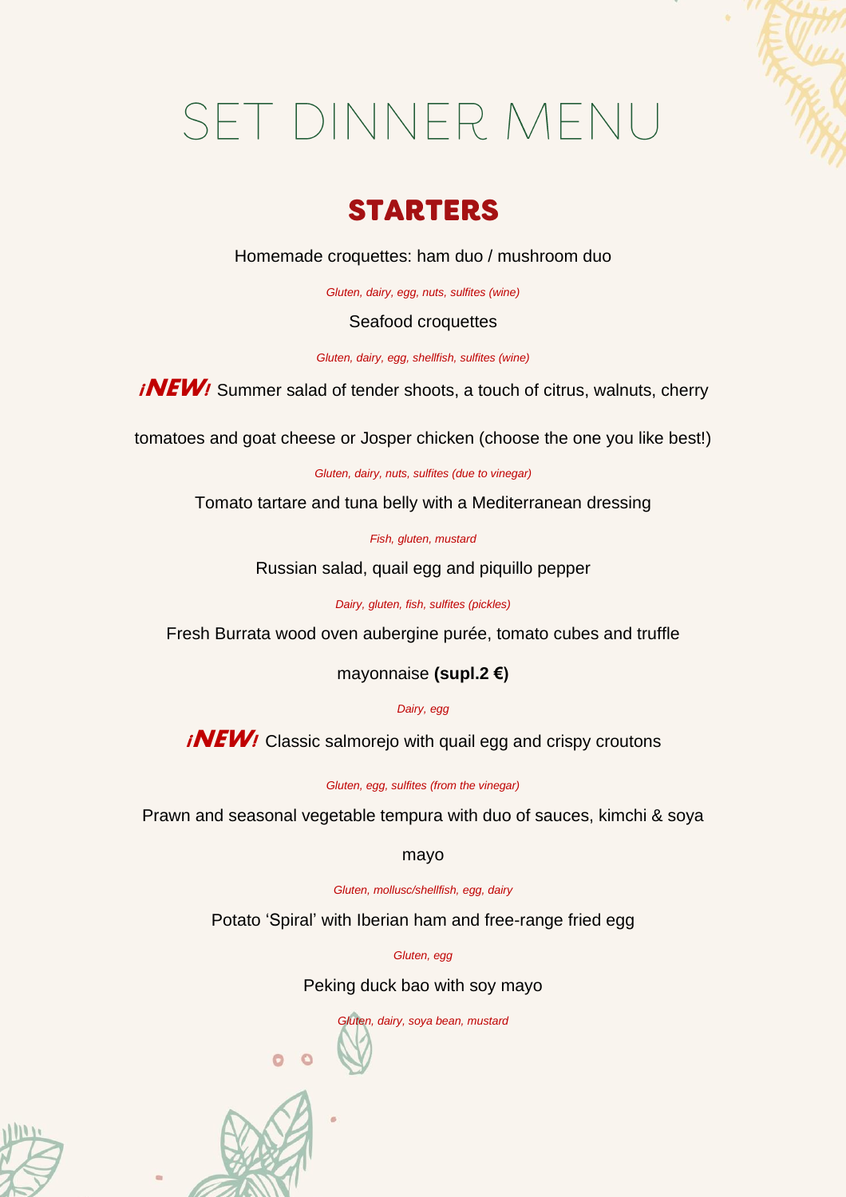# SET DINNER MENU

## STARTERS

Homemade croquettes: ham duo / mushroom duo

*Gluten, dairy, egg, nuts, sulfites (wine)*

Seafood croquettes

*Gluten, dairy, egg, shellfish, sulfites (wine)*

***¡NEW!*** Summer salad of tender shoots, a touch of citrus, walnuts, cherry tomatoes and goat cheese or Josper chicken (choose the one you like best!)

*Gluten, dairy, nuts, sulfites (due to vinegar)*

Tomato tartare and tuna belly with a Mediterranean dressing

*Fish, gluten, mustard*

Russian salad, quail egg and piquillo pepper

*Dairy, gluten, fish, sulfites (pickles)*

Fresh Burrata wood oven aubergine purée, tomato cubes and truffle mayonnaise **(supl.2 €)**

*Dairy, egg*

***¡NEW!*** Classic salmorejo with quail egg and crispy croutons

*Gluten, egg, sulfites (from the vinegar)*

Prawn and seasonal vegetable tempura with duo of sauces, kimchi & soya mayo

*Gluten, mollusc/shellfish, egg, dairy*

Potato 'Spiral' with Iberian ham and free-range fried egg

*Gluten, egg*

Peking duck bao with soy mayo

*Gluten, dairy, soya bean, mustard*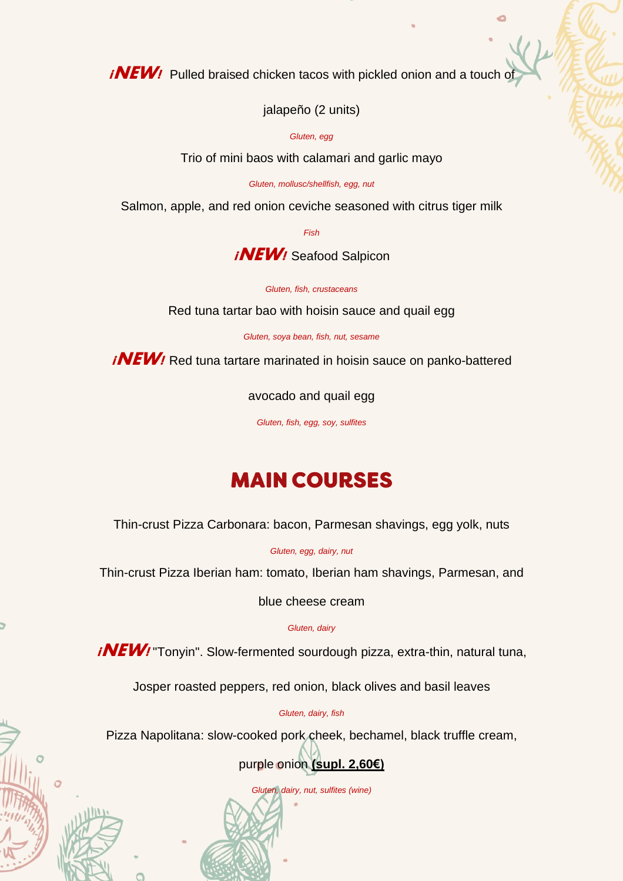**¡NEW!** Pulled braised chicken tacos with pickled onion and a touch of jalapeño (2 units)

*Gluten, egg*

Trio of mini baos with calamari and garlic mayo

*Gluten, mollusc/shellfish, egg, nut*

Salmon, apple, and red onion ceviche seasoned with citrus tiger milk

*Fish*

**¡NEW!** Seafood Salpicon

*Gluten, fish, crustaceans*

Red tuna tartar bao with hoisin sauce and quail egg

*Gluten, soya bean, fish, nut, sesame*

**¡NEW!** Red tuna tartare marinated in hoisin sauce on panko-battered avocado and quail egg

*Gluten, fish, egg, soy, sulfites*

## MAIN COURSES

Thin-crust Pizza Carbonara: bacon, Parmesan shavings, egg yolk, nuts

*Gluten, egg, dairy, nut*

Thin-crust Pizza Iberian ham: tomato, Iberian ham shavings, Parmesan, and blue cheese cream

*Gluten, dairy*

**¡NEW!** "Tonyin". Slow-fermented sourdough pizza, extra-thin, natural tuna, Josper roasted peppers, red onion, black olives and basil leaves

*Gluten, dairy, fish*

Pizza Napolitana: slow-cooked pork cheek, bechamel, black truffle cream, purple onion **(supl. 2,60€)**

*Gluten, dairy, nut, sulfites (wine)*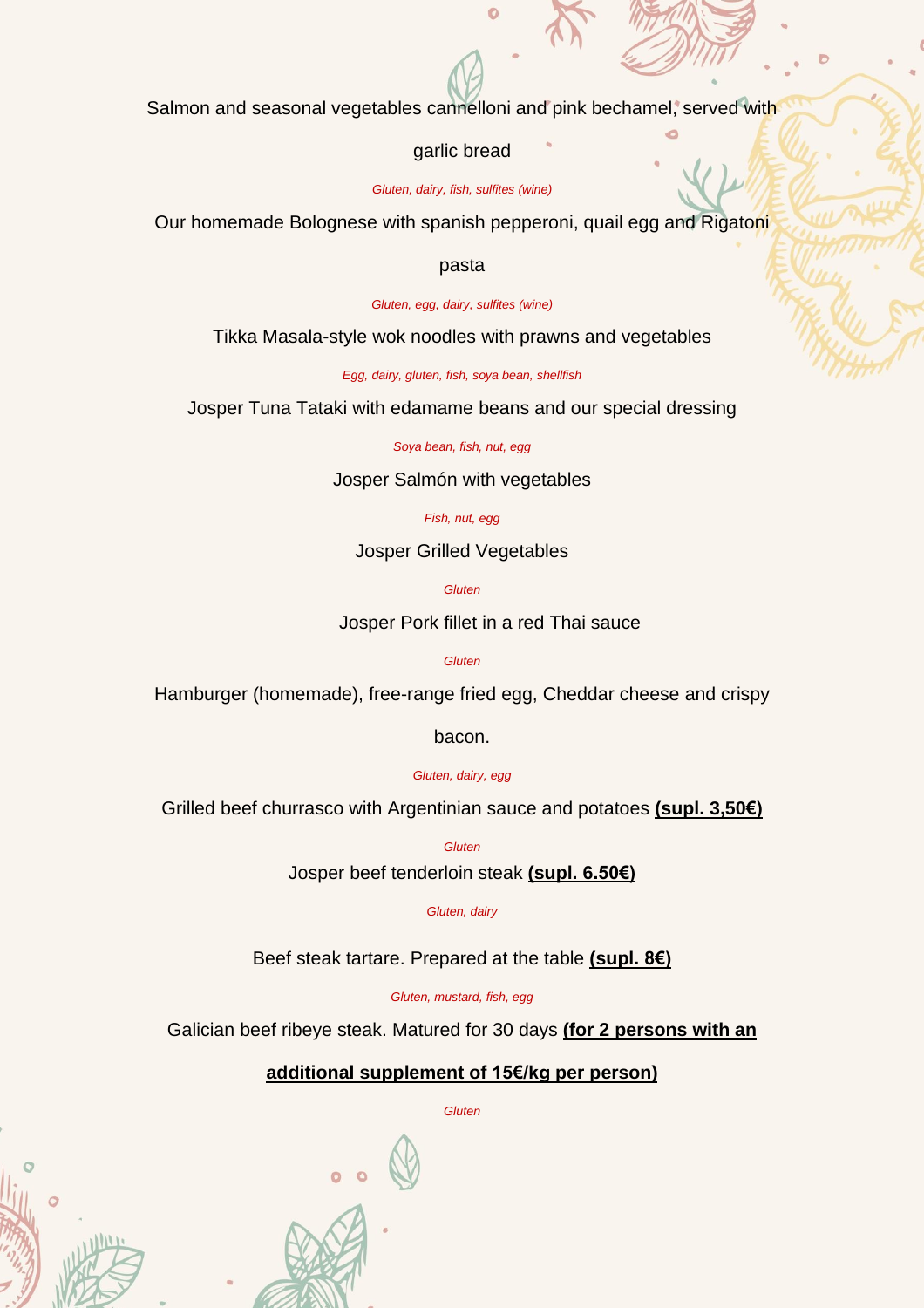Salmon and seasonal vegetables cannelloni and pink bechamel, served with garlic bread

*Gluten, dairy, fish, sulfites (wine)*

Our homemade Bolognese with spanish pepperoni, quail egg and Rigatoni pasta

*Gluten, egg, dairy, sulfites (wine)*

Tikka Masala-style wok noodles with prawns and vegetables

*Egg, dairy, gluten, fish, soya bean, shellfish*

Josper Tuna Tataki with edamame beans and our special dressing

*Soya bean, fish, nut, egg*

Josper Salmón with vegetables

*Fish, nut, egg*

Josper Grilled Vegetables

*Gluten*

Josper Pork fillet in a red Thai sauce

*Gluten*

Hamburger (homemade), free-range fried egg, Cheddar cheese and crispy bacon.

*Gluten, dairy, egg*

Grilled beef churrasco with Argentinian sauce and potatoes **(supl. 3,50€)**

*Gluten*

Josper beef tenderloin steak **(supl. 6.50€)**

*Gluten, dairy*

Beef steak tartare. Prepared at the table **(supl. 8€)**

*Gluten, mustard, fish, egg*

Galician beef ribeye steak. Matured for 30 days **(for 2 persons with an additional supplement of 15€/kg per person)**

*Gluten*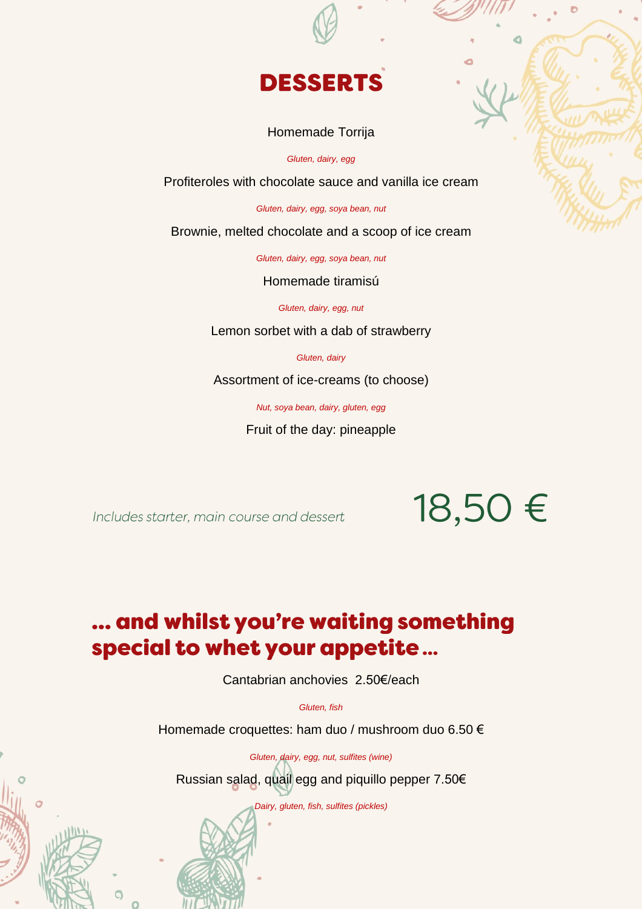# DESSERTS

Homemade Torrija

*Gluten, dairy, egg*

Profiteroles with chocolate sauce and vanilla ice cream

*Gluten, dairy, egg, soya bean, nut*

Brownie, melted chocolate and a scoop of ice cream

*Gluten, dairy, egg, soya bean, nut*

Homemade tiramisú

*Gluten, dairy, egg, nut*

Lemon sorbet with a dab of strawberry

*Gluten, dairy*

Assortment of ice-creams (to choose)

*Nut, soya bean, dairy, gluten, egg*

Fruit of the day: pineapple

*Includes starter, main course and dessert*

18,50 €

## ... and whilst you're waiting something special to whet your appetite ...

Cantabrian anchovies 2.50€/each

*Gluten, fish*

Homemade croquettes: ham duo / mushroom duo 6.50 €

*Gluten, dairy, egg, nut, sulfites (wine)*

Russian salad, quail egg and piquillo pepper 7.50€

*Dairy, gluten, fish, sulfites (pickles)*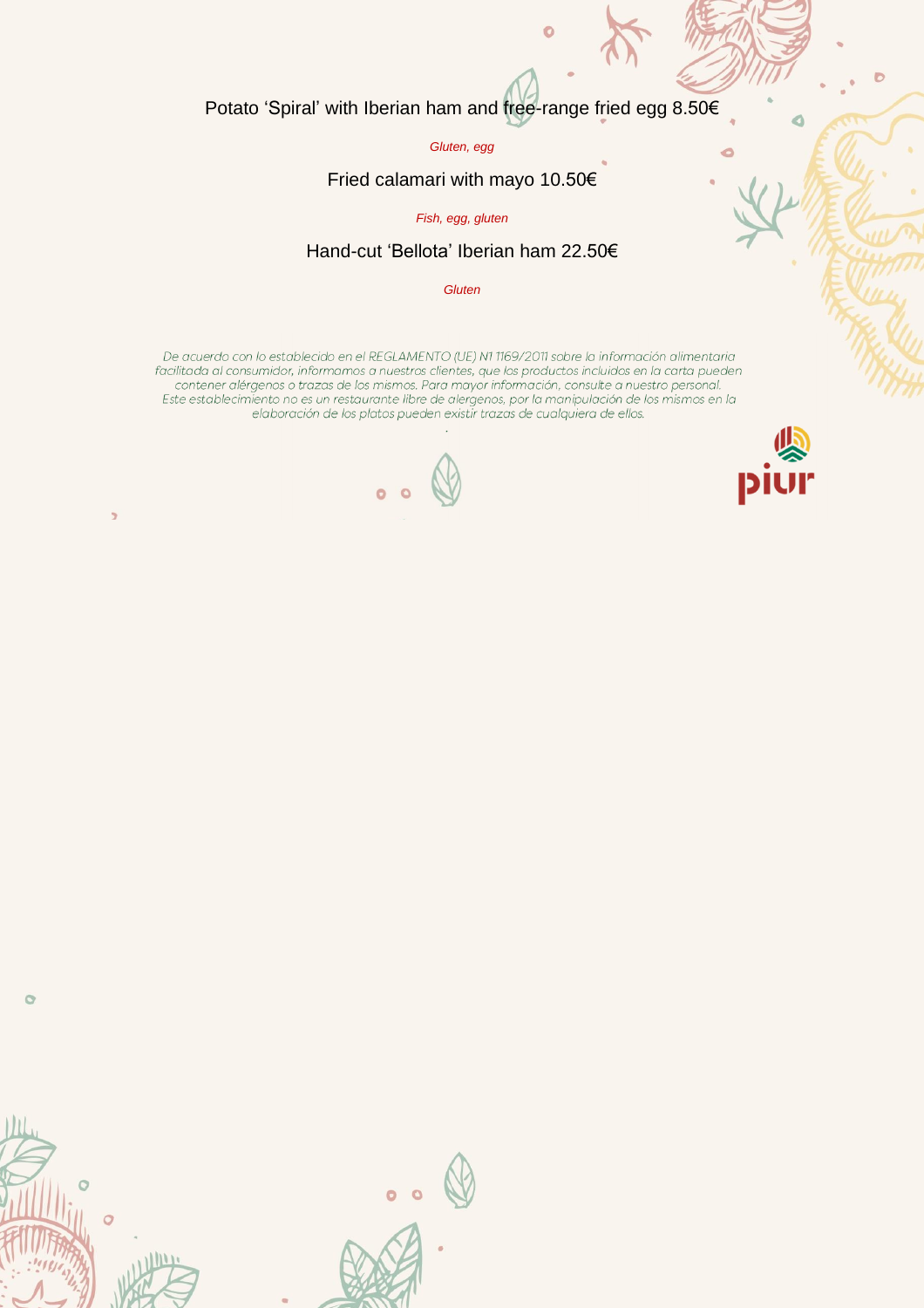Potato ‘Spiral’ with Iberian ham and free-range fried egg 8.50€

*Gluten, egg*

Fried calamari with mayo 10.50€

*Fish, egg, gluten*

Hand-cut ‘Bellota’ Iberian ham 22.50€

*Gluten*

*De acuerdo con lo establecido en el REGLAMENTO (UE) N1 1169/2011 sobre la información alimentaria facilitada al consumidor, informamos a nuestros clientes, que los productos incluidos en la carta pueden contener alérgenos o trazas de los mismos. Para mayor información, consulte a nuestro personal. Este establecimiento no es un restaurante libre de alergenos, por la manipulación de los mismos en la elaboración de los platos pueden existir trazas de cualquiera de ellos.*

piur